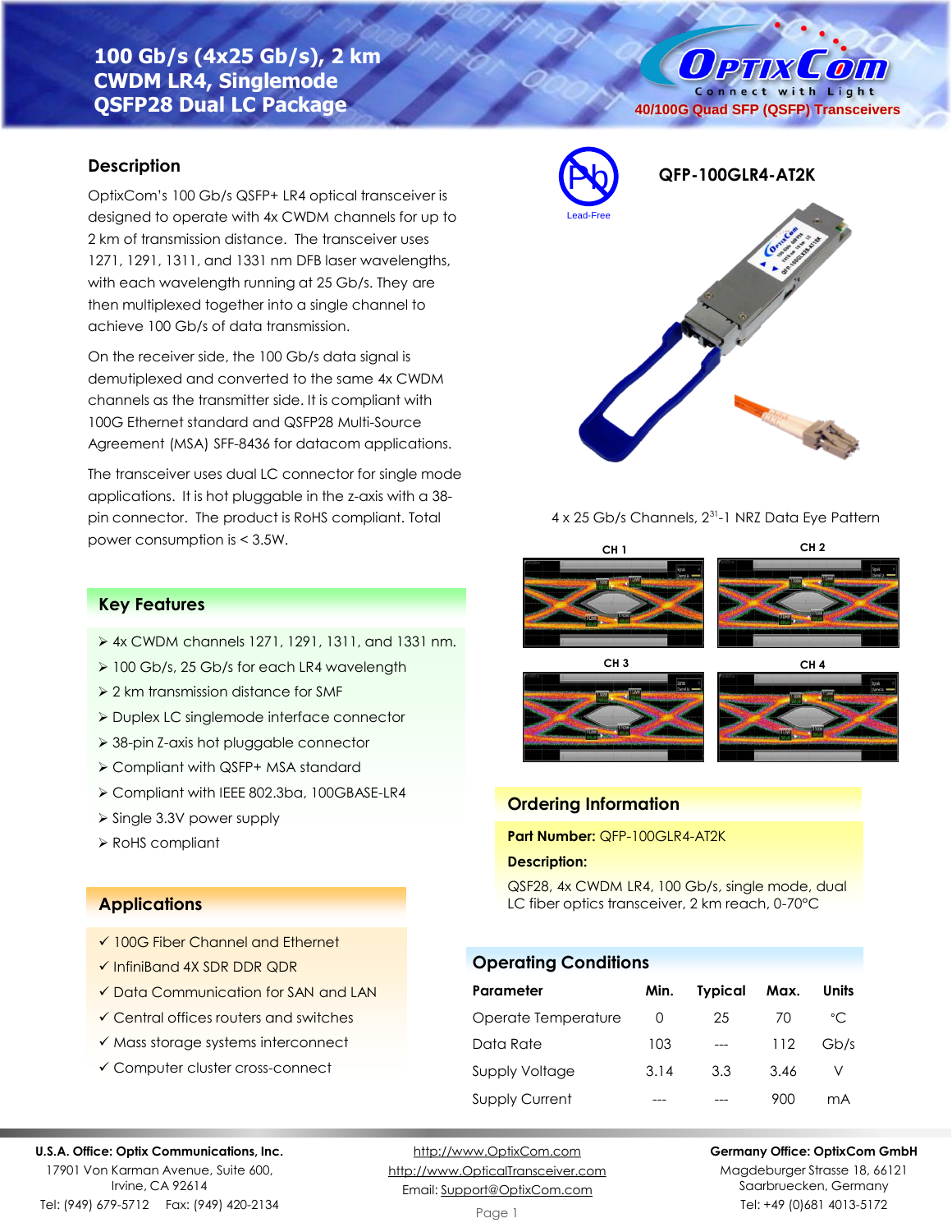# 100 Gb/s (4x25 Gb/s), 2 km CWDM LR4, Singlemode QSFP28 Dual LC Package

OptixCom — Connect with Light
40/100G Quad SFP (QSFP) Transceivers

## Description

OptixCom's 100 Gb/s QSFP+ LR4 optical transceiver is designed to operate with 4x CWDM channels for up to 2 km of transmission distance. The transceiver uses 1271, 1291, 1311, and 1331 nm DFB laser wavelengths, with each wavelength running at 25 Gb/s. They are then multiplexed together into a single channel to achieve 100 Gb/s of data transmission.

On the receiver side, the 100 Gb/s data signal is demultiplexed and converted to the same 4x CWDM channels as the transmitter side. It is compliant with 100G Ethernet standard and QSFP28 Multi-Source Agreement (MSA) SFF-8436 for datacom applications.

The transceiver uses dual LC connector for single mode applications. It is hot pluggable in the z-axis with a 38-pin connector. The product is RoHS compliant. Total power consumption is < 3.5W.

Lead-Free

**QFP-100GLR4-AT2K**

4 x 25 Gb/s Channels, $2^{31}$-1 NRZ Data Eye Pattern

CH 1 | CH 2 | CH 3 | CH 4

## Key Features

- 4x CWDM channels 1271, 1291, 1311, and 1331 nm.
- 100 Gb/s, 25 Gb/s for each LR4 wavelength
- 2 km transmission distance for SMF
- Duplex LC singlemode interface connector
- 38-pin Z-axis hot pluggable connector
- Compliant with QSFP+ MSA standard
- Compliant with IEEE 802.3ba, 100GBASE-LR4
- Single 3.3V power supply
- RoHS compliant

## Applications

- ✓ 100G Fiber Channel and Ethernet
- ✓ InfiniBand 4X SDR DDR QDR
- ✓ Data Communication for SAN and LAN
- ✓ Central offices routers and switches
- ✓ Mass storage systems interconnect
- ✓ Computer cluster cross-connect

## Ordering Information

**Part Number:** QFP-100GLR4-AT2K

**Description:**

QSF28, 4x CWDM LR4, 100 Gb/s, single mode, dual LC fiber optics transceiver, 2 km reach, 0-70°C

## Operating Conditions

| Parameter | Min. | Typical | Max. | Units |
|---|---|---|---|---|
| Operate Temperature | 0 | 25 | 70 | °C |
| Data Rate | 103 | --- | 112 | Gb/s |
| Supply Voltage | 3.14 | 3.3 | 3.46 | V |
| Supply Current | --- | --- | 900 | mA |

**U.S.A. Office: Optix Communications, Inc.**
17901 Von Karman Avenue, Suite 600,
Irvine, CA 92614
Tel: (949) 679-5712 Fax: (949) 420-2134

http://www.OptixCom.com
http://www.OpticalTransceiver.com
Email: Support@OptixCom.com

**Germany Office: OptixCom GmbH**
Magdeburger Strasse 18, 66121
Saarbruecken, Germany
Tel: +49 (0)681 4013-5172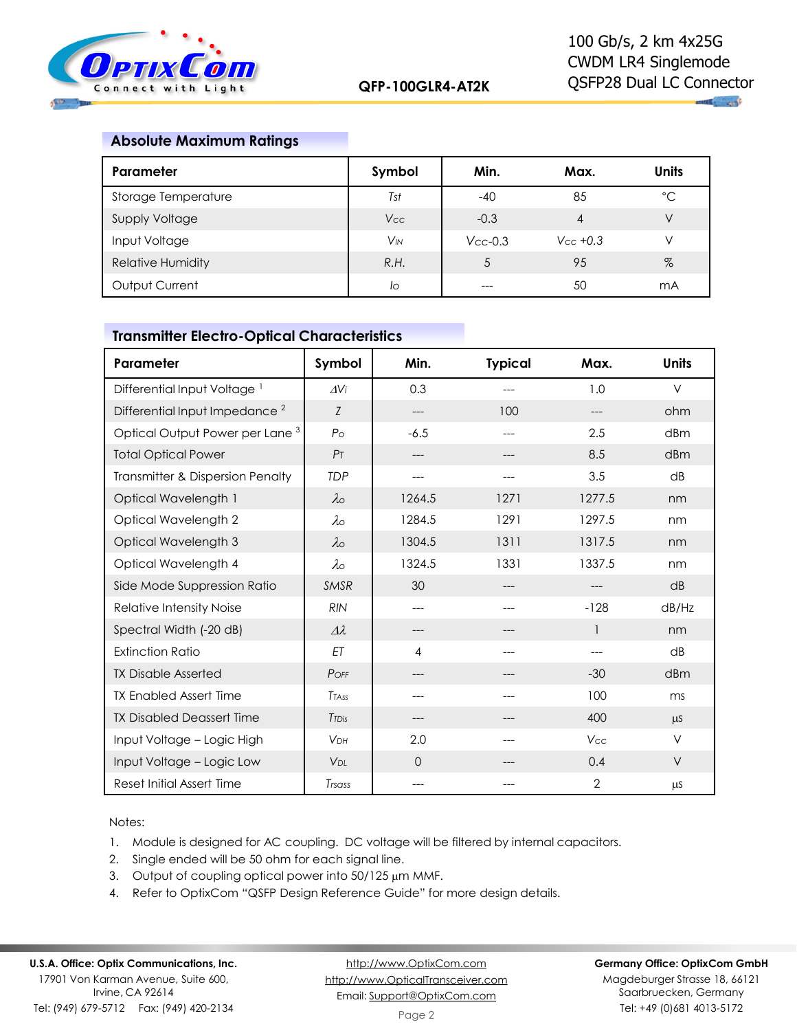## Absolute Maximum Ratings

| Parameter | Symbol | Min. | Max. | Units |
|---|---|---|---|---|
| Storage Temperature | $T_{st}$ | -40 | 85 | °C |
| Supply Voltage | $V_{CC}$ | -0.3 | 4 | V |
| Input Voltage | $V_{IN}$ | $V_{CC}$-0.3 | $V_{CC}$ +0.3 | V |
| Relative Humidity | R.H. | 5 | 95 | % |
| Output Current | $I_o$ | --- | 50 | mA |

## Transmitter Electro-Optical Characteristics

| Parameter | Symbol | Min. | Typical | Max. | Units |
|---|---|---|---|---|---|
| Differential Input Voltage [1] | $\Delta V_i$ | 0.3 | --- | 1.0 | V |
| Differential Input Impedance [2] | $Z$ | --- | 100 | --- | ohm |
| Optical Output Power per Lane [3] | $P_o$ | -6.5 | --- | 2.5 | dBm |
| Total Optical Power | $P_T$ | --- | --- | 8.5 | dBm |
| Transmitter & Dispersion Penalty | TDP | --- | --- | 3.5 | dB |
| Optical Wavelength 1 | $\lambda_o$ | 1264.5 | 1271 | 1277.5 | nm |
| Optical Wavelength 2 | $\lambda_o$ | 1284.5 | 1291 | 1297.5 | nm |
| Optical Wavelength 3 | $\lambda_o$ | 1304.5 | 1311 | 1317.5 | nm |
| Optical Wavelength 4 | $\lambda_o$ | 1324.5 | 1331 | 1337.5 | nm |
| Side Mode Suppression Ratio | SMSR | 30 | --- | --- | dB |
| Relative Intensity Noise | RIN | --- | --- | -128 | dB/Hz |
| Spectral Width (-20 dB) | $\Delta\lambda$ | --- | --- | 1 | nm |
| Extinction Ratio | ET | 4 | --- | --- | dB |
| TX Disable Asserted | $P_{OFF}$ | --- | --- | -30 | dBm |
| TX Enabled Assert Time | $T_{TAss}$ | --- | --- | 100 | ms |
| TX Disabled Deassert Time | $T_{TDis}$ | --- | --- | 400 | µs |
| Input Voltage – Logic High | $V_{DH}$ | 2.0 | --- | $V_{CC}$ | V |
| Input Voltage – Logic Low | $V_{DL}$ | 0 | --- | 0.4 | V |
| Reset Initial Assert Time | $T_{rsass}$ | --- | --- | 2 | µs |

Notes:

1. Module is designed for AC coupling. DC voltage will be filtered by internal capacitors.
2. Single ended will be 50 ohm for each signal line.
3. Output of coupling optical power into 50/125 µm MMF.
4. Refer to OptixCom "QSFP Design Reference Guide" for more design details.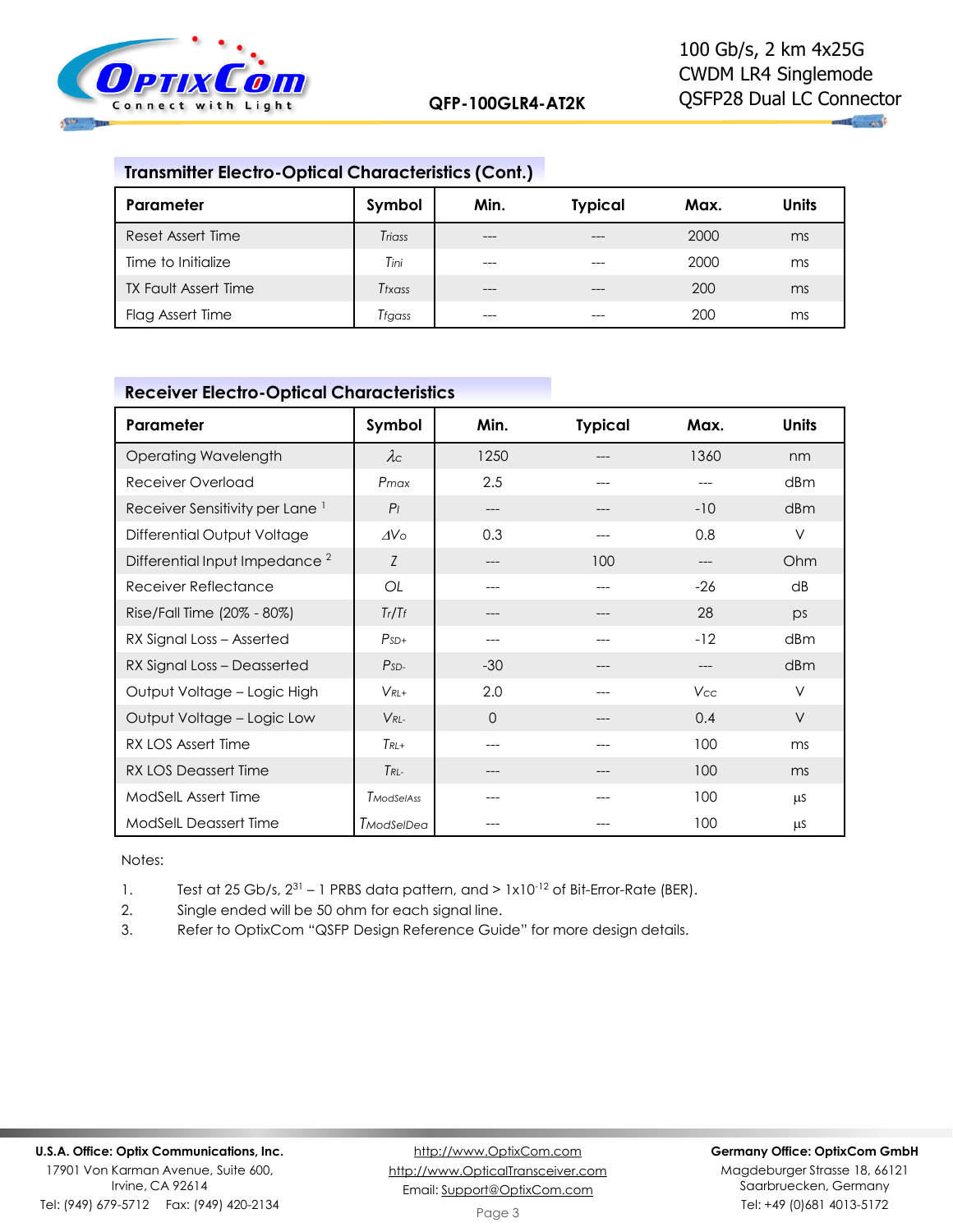## Transmitter Electro-Optical Characteristics (Cont.)

| Parameter | Symbol | Min. | Typical | Max. | Units |
|---|---|---|---|---|---|
| Reset Assert Time | $T_{riass}$ | --- | --- | 2000 | ms |
| Time to Initialize | $T_{ini}$ | --- | --- | 2000 | ms |
| TX Fault Assert Time | $T_{txass}$ | --- | --- | 200 | ms |
| Flag Assert Time | $T_{fgass}$ | --- | --- | 200 | ms |

## Receiver Electro-Optical Characteristics

| Parameter | Symbol | Min. | Typical | Max. | Units |
|---|---|---|---|---|---|
| Operating Wavelength | $\lambda_c$ | 1250 | --- | 1360 | nm |
| Receiver Overload | $P_{max}$ | 2.5 | --- | --- | dBm |
| Receiver Sensitivity per Lane [1] | $P_l$ | --- | --- | -10 | dBm |
| Differential Output Voltage | $\Delta V_o$ | 0.3 | --- | 0.8 | V |
| Differential Input Impedance [2] | $Z$ | --- | 100 | --- | Ohm |
| Receiver Reflectance | $OL$ | --- | --- | -26 | dB |
| Rise/Fall Time (20% - 80%) | $T_r/T_f$ | --- | --- | 28 | ps |
| RX Signal Loss – Asserted | $P_{SD+}$ | --- | --- | -12 | dBm |
| RX Signal Loss – Deasserted | $P_{SD-}$ | -30 | --- | --- | dBm |
| Output Voltage – Logic High | $V_{RL+}$ | 2.0 | --- | $V_{CC}$ | V |
| Output Voltage – Logic Low | $V_{RL-}$ | 0 | --- | 0.4 | V |
| RX LOS Assert Time | $T_{RL+}$ | --- | --- | 100 | ms |
| RX LOS Deassert Time | $T_{RL-}$ | --- | --- | 100 | ms |
| ModSelL Assert Time | $T_{ModSelAss}$ | --- | --- | 100 | µs |
| ModSelL Deassert Time | $T_{ModSelDea}$ | --- | --- | 100 | µs |

Notes:

1. Test at 25 Gb/s, $2^{31} - 1$ PRBS data pattern, and > $1 \times 10^{-12}$ of Bit-Error-Rate (BER).
2. Single ended will be 50 ohm for each signal line.
3. Refer to OptixCom "QSFP Design Reference Guide" for more design details.